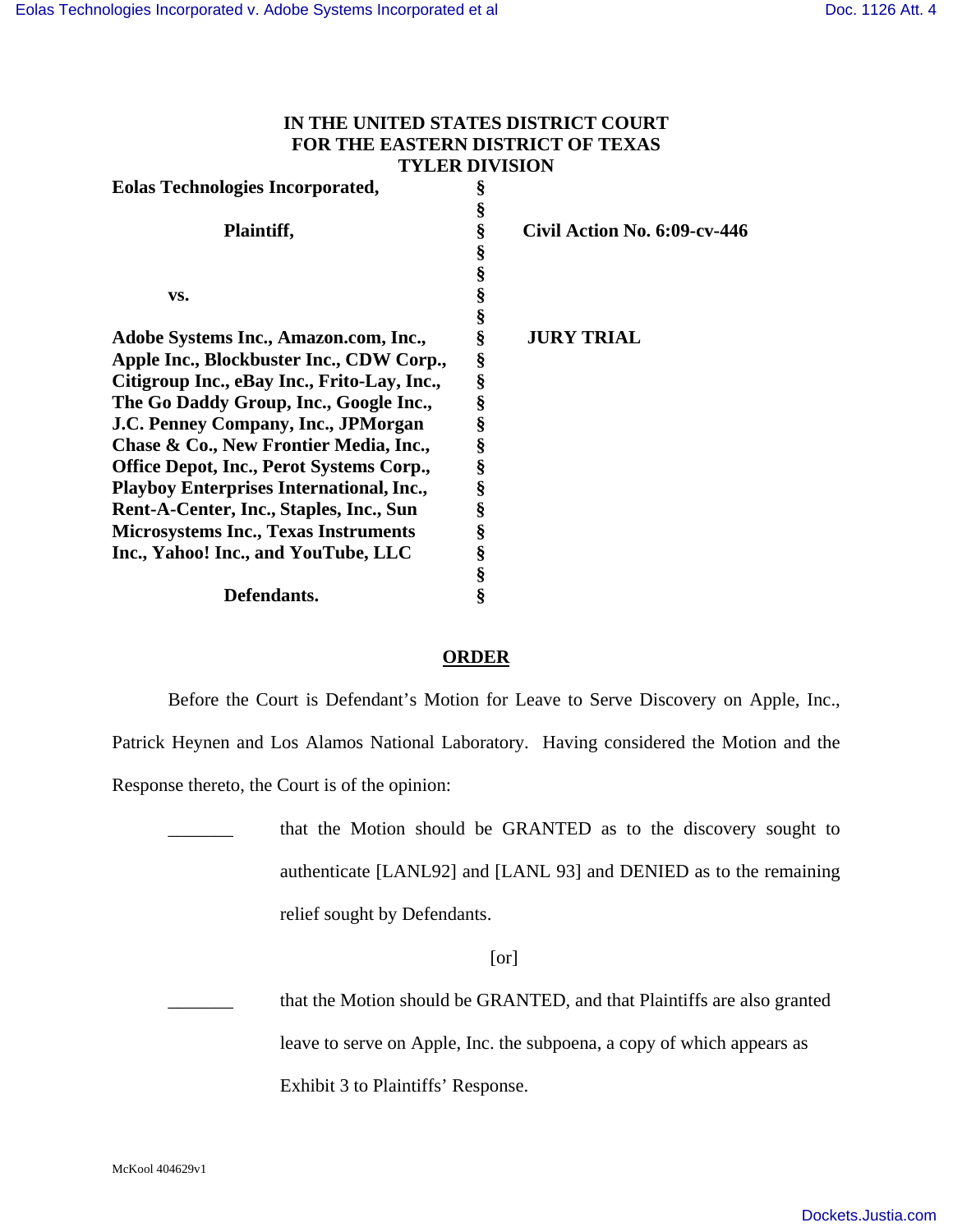**IN THE UNITED STATES DISTRICT COURT**
**FOR THE EASTERN DISTRICT OF TEXAS**
**TYLER DIVISION**

| | | |
|---|---|---|
| **Eolas Technologies Incorporated,** | § | |
| | § | |
| **Plaintiff,** | § | **Civil Action No. 6:09-cv-446** |
| | § | |
| | § | |
| **vs.** | § | |
| | § | |
| **Adobe Systems Inc., Amazon.com, Inc., Apple Inc., Blockbuster Inc., CDW Corp., Citigroup Inc., eBay Inc., Frito-Lay, Inc., The Go Daddy Group, Inc., Google Inc., J.C. Penney Company, Inc., JPMorgan Chase & Co., New Frontier Media, Inc., Office Depot, Inc., Perot Systems Corp., Playboy Enterprises International, Inc., Rent-A-Center, Inc., Staples, Inc., Sun Microsystems Inc., Texas Instruments Inc., Yahoo! Inc., and YouTube, LLC** | § | **JURY TRIAL** |
| | § | |
| **Defendants.** | § | |

## ORDER

Before the Court is Defendant's Motion for Leave to Serve Discovery on Apple, Inc., Patrick Heynen and Los Alamos National Laboratory. Having considered the Motion and the Response thereto, the Court is of the opinion:

_______ that the Motion should be GRANTED as to the discovery sought to authenticate [LANL92] and [LANL 93] and DENIED as to the remaining relief sought by Defendants.

[or]

_______ that the Motion should be GRANTED, and that Plaintiffs are also granted leave to serve on Apple, Inc. the subpoena, a copy of which appears as Exhibit 3 to Plaintiffs' Response.

McKool 404629v1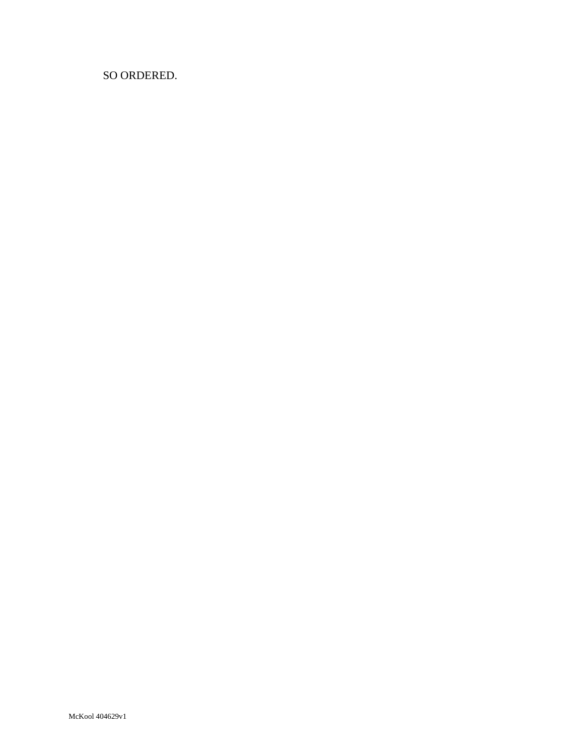SO ORDERED.

McKool 404629v1